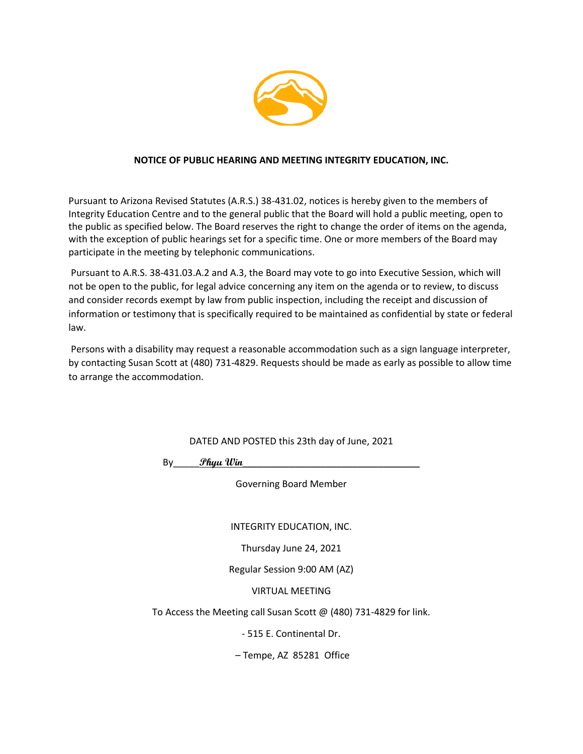**NOTICE OF PUBLIC HEARING AND MEETING INTEGRITY EDUCATION, INC.**

Pursuant to Arizona Revised Statutes (A.R.S.) 38-431.02, notices is hereby given to the members of Integrity Education Centre and to the general public that the Board will hold a public meeting, open to the public as specified below. The Board reserves the right to change the order of items on the agenda, with the exception of public hearings set for a specific time. One or more members of the Board may participate in the meeting by telephonic communications.

Pursuant to A.R.S. 38-431.03.A.2 and A.3, the Board may vote to go into Executive Session, which will not be open to the public, for legal advice concerning any item on the agenda or to review, to discuss and consider records exempt by law from public inspection, including the receipt and discussion of information or testimony that is specifically required to be maintained as confidential by state or federal law.

Persons with a disability may request a reasonable accommodation such as a sign language interpreter, by contacting Susan Scott at (480) 731-4829. Requests should be made as early as possible to allow time to arrange the accommodation.

DATED AND POSTED this 23th day of June, 2021

By_____*Phyu Win*__________________________________

Governing Board Member

INTEGRITY EDUCATION, INC.

Thursday June 24, 2021

Regular Session 9:00 AM (AZ)

VIRTUAL MEETING

To Access the Meeting call Susan Scott @ (480) 731-4829 for link.

- 515 E. Continental Dr.

– Tempe, AZ 85281 Office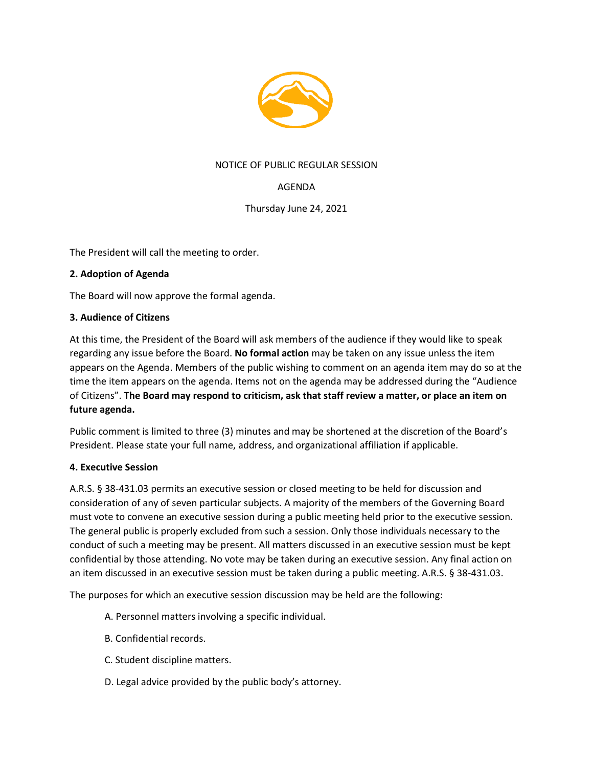NOTICE OF PUBLIC REGULAR SESSION

AGENDA

Thursday June 24, 2021

The President will call the meeting to order.

**2. Adoption of Agenda**

The Board will now approve the formal agenda.

**3. Audience of Citizens**

At this time, the President of the Board will ask members of the audience if they would like to speak regarding any issue before the Board. **No formal action** may be taken on any issue unless the item appears on the Agenda. Members of the public wishing to comment on an agenda item may do so at the time the item appears on the agenda. Items not on the agenda may be addressed during the "Audience of Citizens". **The Board may respond to criticism, ask that staff review a matter, or place an item on future agenda.**

Public comment is limited to three (3) minutes and may be shortened at the discretion of the Board's President. Please state your full name, address, and organizational affiliation if applicable.

**4. Executive Session**

A.R.S. § 38-431.03 permits an executive session or closed meeting to be held for discussion and consideration of any of seven particular subjects. A majority of the members of the Governing Board must vote to convene an executive session during a public meeting held prior to the executive session. The general public is properly excluded from such a session. Only those individuals necessary to the conduct of such a meeting may be present. All matters discussed in an executive session must be kept confidential by those attending. No vote may be taken during an executive session. Any final action on an item discussed in an executive session must be taken during a public meeting. A.R.S. § 38-431.03.

The purposes for which an executive session discussion may be held are the following:

A. Personnel matters involving a specific individual.

B. Confidential records.

C. Student discipline matters.

D. Legal advice provided by the public body's attorney.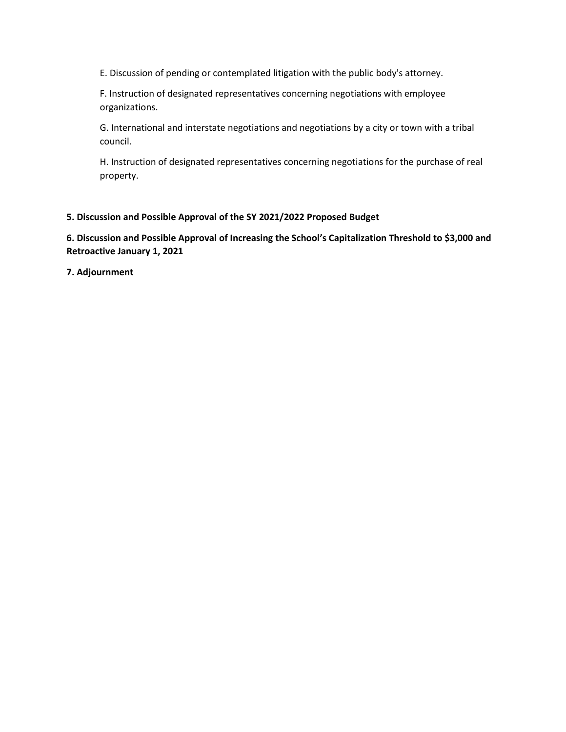E. Discussion of pending or contemplated litigation with the public body's attorney.

F. Instruction of designated representatives concerning negotiations with employee organizations.

G. International and interstate negotiations and negotiations by a city or town with a tribal council.

H. Instruction of designated representatives concerning negotiations for the purchase of real property.

**5. Discussion and Possible Approval of the SY 2021/2022 Proposed Budget**

**6. Discussion and Possible Approval of Increasing the School's Capitalization Threshold to $3,000 and Retroactive January 1, 2021**

**7. Adjournment**